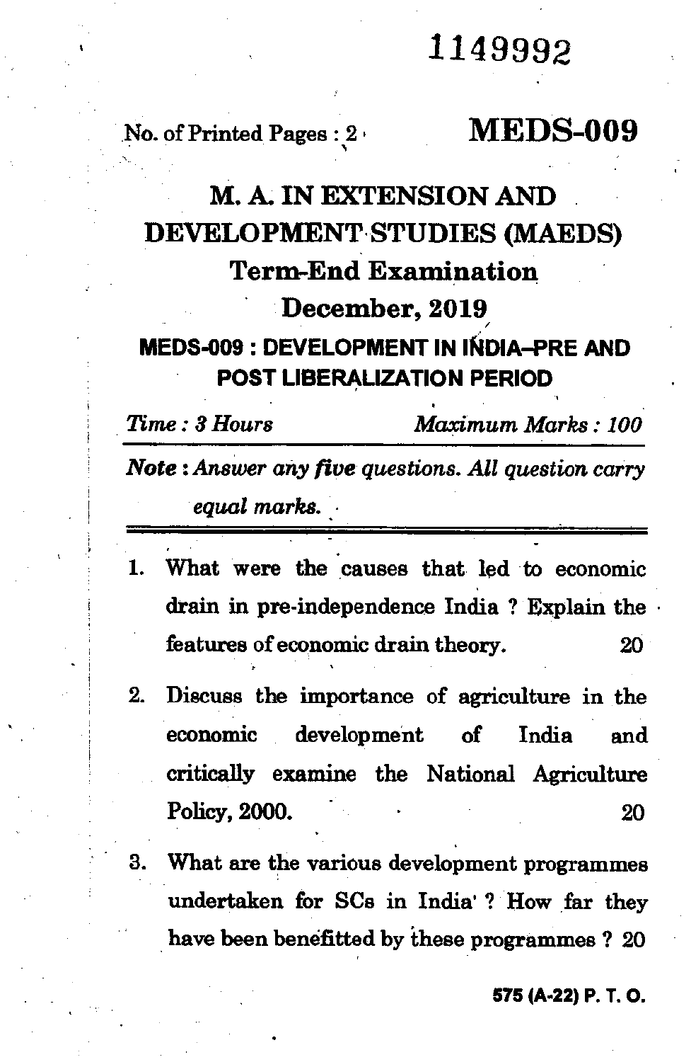1149992

No. of Printed Pages : 2

**MEDS-009**

# M. A. IN EXTENSION AND DEVELOPMENT STUDIES (MAEDS)

## Term-End Examination

## December, 2019

### MEDS-009 : DEVELOPMENT IN INDIA–PRE AND POST LIBERALIZATION PERIOD

*Time : 3 Hours* *Maximum Marks : 100*

***Note :*** *Answer any five questions. All question carry equal marks.*

---

1. What were the causes that led to economic drain in pre-independence India ? Explain the features of economic drain theory. 20

2. Discuss the importance of agriculture in the economic development of India and critically examine the National Agriculture Policy, 2000. 20

3. What are the various development programmes undertaken for SCs in India ? How far they have been benefitted by these programmes ? 20

575 (A-22) P. T. O.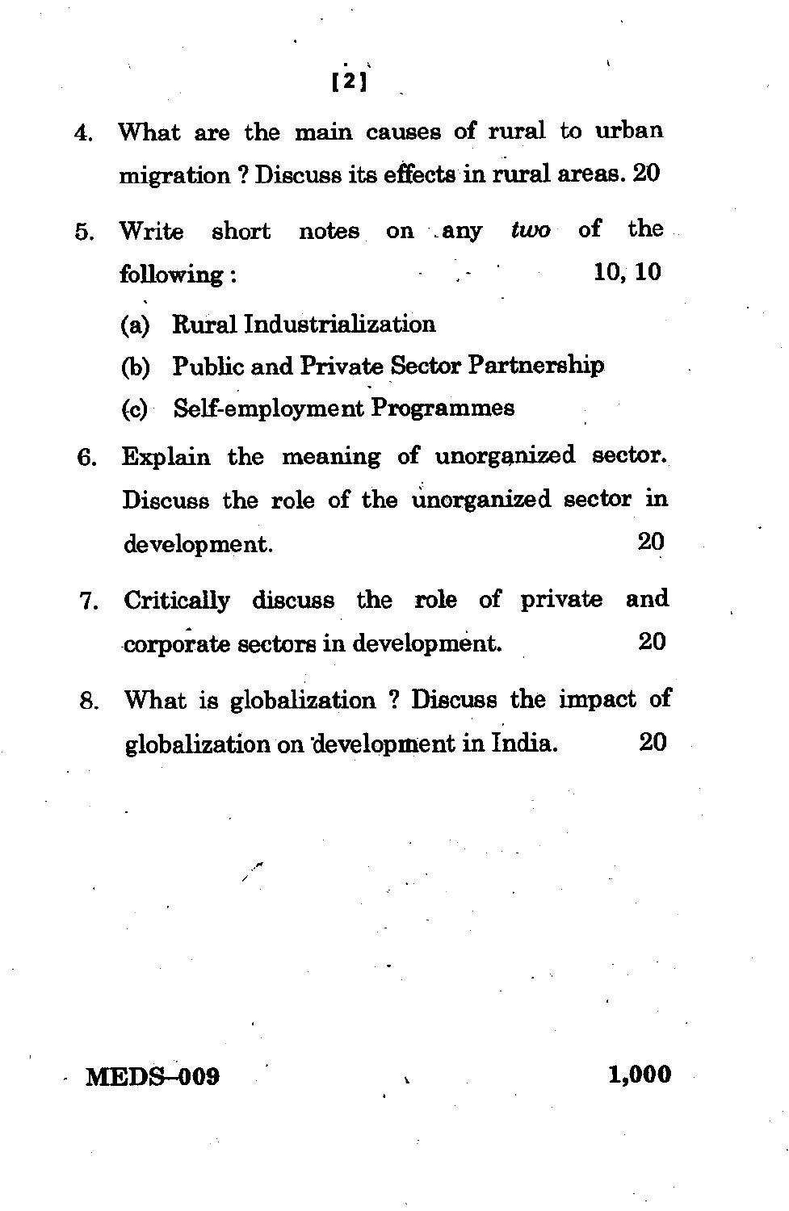4. What are the main causes of rural to urban migration ? Discuss its effects in rural areas. 20

5. Write short notes on any *two* of the following : 10, 10

   (a) Rural Industrialization

   (b) Public and Private Sector Partnership

   (c) Self-employment Programmes

6. Explain the meaning of unorganized sector. Discuss the role of the unorganized sector in development. 20

7. Critically discuss the role of private and corporate sectors in development. 20

8. What is globalization ? Discuss the impact of globalization on development in India. 20

**MEDS–009** **1,000**